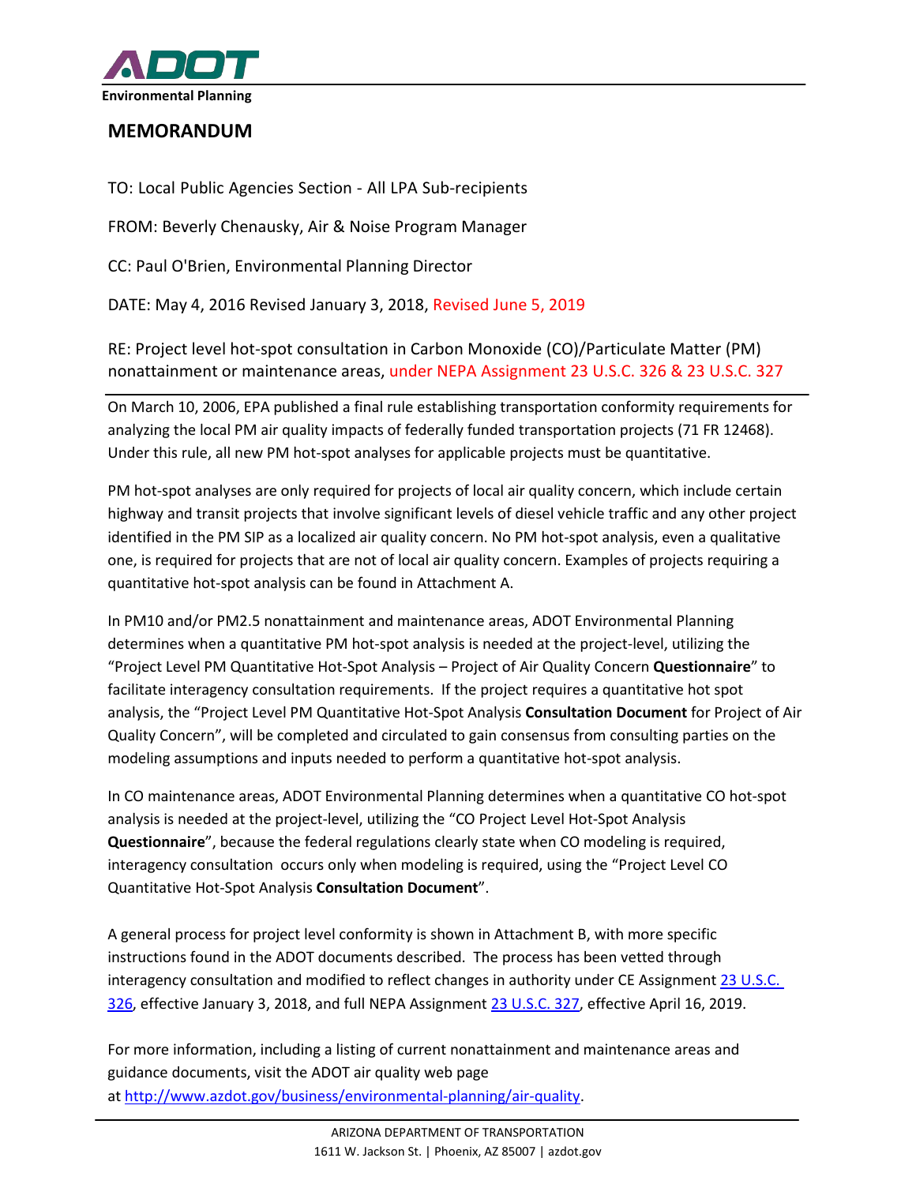ADOT

Environmental Planning

## MEMORANDUM

TO: Local Public Agencies Section - All LPA Sub-recipients

FROM: Beverly Chenausky, Air & Noise Program Manager

CC: Paul O'Brien, Environmental Planning Director

DATE: May 4, 2016 Revised January 3, 2018, Revised June 5, 2019

RE: Project level hot-spot consultation in Carbon Monoxide (CO)/Particulate Matter (PM) nonattainment or maintenance areas, under NEPA Assignment 23 U.S.C. 326 & 23 U.S.C. 327

---

On March 10, 2006, EPA published a final rule establishing transportation conformity requirements for analyzing the local PM air quality impacts of federally funded transportation projects (71 FR 12468). Under this rule, all new PM hot-spot analyses for applicable projects must be quantitative.

PM hot-spot analyses are only required for projects of local air quality concern, which include certain highway and transit projects that involve significant levels of diesel vehicle traffic and any other project identified in the PM SIP as a localized air quality concern. No PM hot-spot analysis, even a qualitative one, is required for projects that are not of local air quality concern. Examples of projects requiring a quantitative hot-spot analysis can be found in Attachment A.

In PM10 and/or PM2.5 nonattainment and maintenance areas, ADOT Environmental Planning determines when a quantitative PM hot-spot analysis is needed at the project-level, utilizing the "Project Level PM Quantitative Hot-Spot Analysis – Project of Air Quality Concern **Questionnaire**" to facilitate interagency consultation requirements. If the project requires a quantitative hot spot analysis, the "Project Level PM Quantitative Hot-Spot Analysis **Consultation Document** for Project of Air Quality Concern", will be completed and circulated to gain consensus from consulting parties on the modeling assumptions and inputs needed to perform a quantitative hot-spot analysis.

In CO maintenance areas, ADOT Environmental Planning determines when a quantitative CO hot-spot analysis is needed at the project-level, utilizing the "CO Project Level Hot-Spot Analysis **Questionnaire**", because the federal regulations clearly state when CO modeling is required, interagency consultation occurs only when modeling is required, using the "Project Level CO Quantitative Hot-Spot Analysis **Consultation Document**".

A general process for project level conformity is shown in Attachment B, with more specific instructions found in the ADOT documents described. The process has been vetted through interagency consultation and modified to reflect changes in authority under CE Assignment 23 U.S.C. 326, effective January 3, 2018, and full NEPA Assignment 23 U.S.C. 327, effective April 16, 2019.

For more information, including a listing of current nonattainment and maintenance areas and guidance documents, visit the ADOT air quality web page at http://www.azdot.gov/business/environmental-planning/air-quality.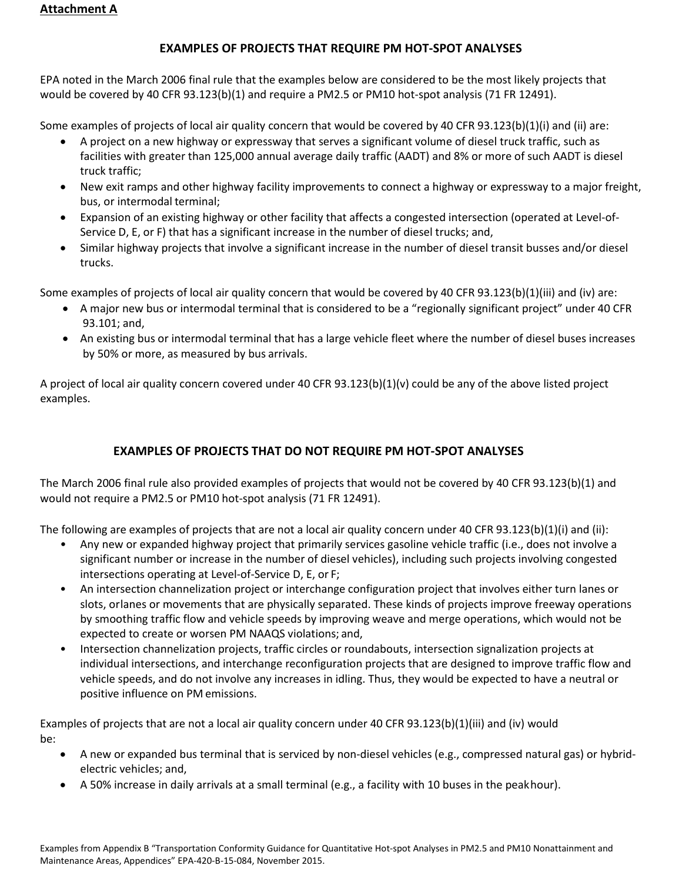**Attachment A**

## EXAMPLES OF PROJECTS THAT REQUIRE PM HOT-SPOT ANALYSES

EPA noted in the March 2006 final rule that the examples below are considered to be the most likely projects that would be covered by 40 CFR 93.123(b)(1) and require a PM2.5 or PM10 hot-spot analysis (71 FR 12491).

Some examples of projects of local air quality concern that would be covered by 40 CFR 93.123(b)(1)(i) and (ii) are:

- A project on a new highway or expressway that serves a significant volume of diesel truck traffic, such as facilities with greater than 125,000 annual average daily traffic (AADT) and 8% or more of such AADT is diesel truck traffic;
- New exit ramps and other highway facility improvements to connect a highway or expressway to a major freight, bus, or intermodal terminal;
- Expansion of an existing highway or other facility that affects a congested intersection (operated at Level-of-Service D, E, or F) that has a significant increase in the number of diesel trucks; and,
- Similar highway projects that involve a significant increase in the number of diesel transit busses and/or diesel trucks.

Some examples of projects of local air quality concern that would be covered by 40 CFR 93.123(b)(1)(iii) and (iv) are:

- A major new bus or intermodal terminal that is considered to be a "regionally significant project" under 40 CFR 93.101; and,
- An existing bus or intermodal terminal that has a large vehicle fleet where the number of diesel buses increases by 50% or more, as measured by bus arrivals.

A project of local air quality concern covered under 40 CFR 93.123(b)(1)(v) could be any of the above listed project examples.

## EXAMPLES OF PROJECTS THAT DO NOT REQUIRE PM HOT-SPOT ANALYSES

The March 2006 final rule also provided examples of projects that would not be covered by 40 CFR 93.123(b)(1) and would not require a PM2.5 or PM10 hot-spot analysis (71 FR 12491).

The following are examples of projects that are not a local air quality concern under 40 CFR 93.123(b)(1)(i) and (ii):

- Any new or expanded highway project that primarily services gasoline vehicle traffic (i.e., does not involve a significant number or increase in the number of diesel vehicles), including such projects involving congested intersections operating at Level-of-Service D, E, or F;
- An intersection channelization project or interchange configuration project that involves either turn lanes or slots, orlanes or movements that are physically separated. These kinds of projects improve freeway operations by smoothing traffic flow and vehicle speeds by improving weave and merge operations, which would not be expected to create or worsen PM NAAQS violations; and,
- Intersection channelization projects, traffic circles or roundabouts, intersection signalization projects at individual intersections, and interchange reconfiguration projects that are designed to improve traffic flow and vehicle speeds, and do not involve any increases in idling. Thus, they would be expected to have a neutral or positive influence on PM emissions.

Examples of projects that are not a local air quality concern under 40 CFR 93.123(b)(1)(iii) and (iv) would be:

- A new or expanded bus terminal that is serviced by non-diesel vehicles (e.g., compressed natural gas) or hybrid-electric vehicles; and,
- A 50% increase in daily arrivals at a small terminal (e.g., a facility with 10 buses in the peakhour).

Examples from Appendix B "Transportation Conformity Guidance for Quantitative Hot-spot Analyses in PM2.5 and PM10 Nonattainment and Maintenance Areas, Appendices" EPA-420-B-15-084, November 2015.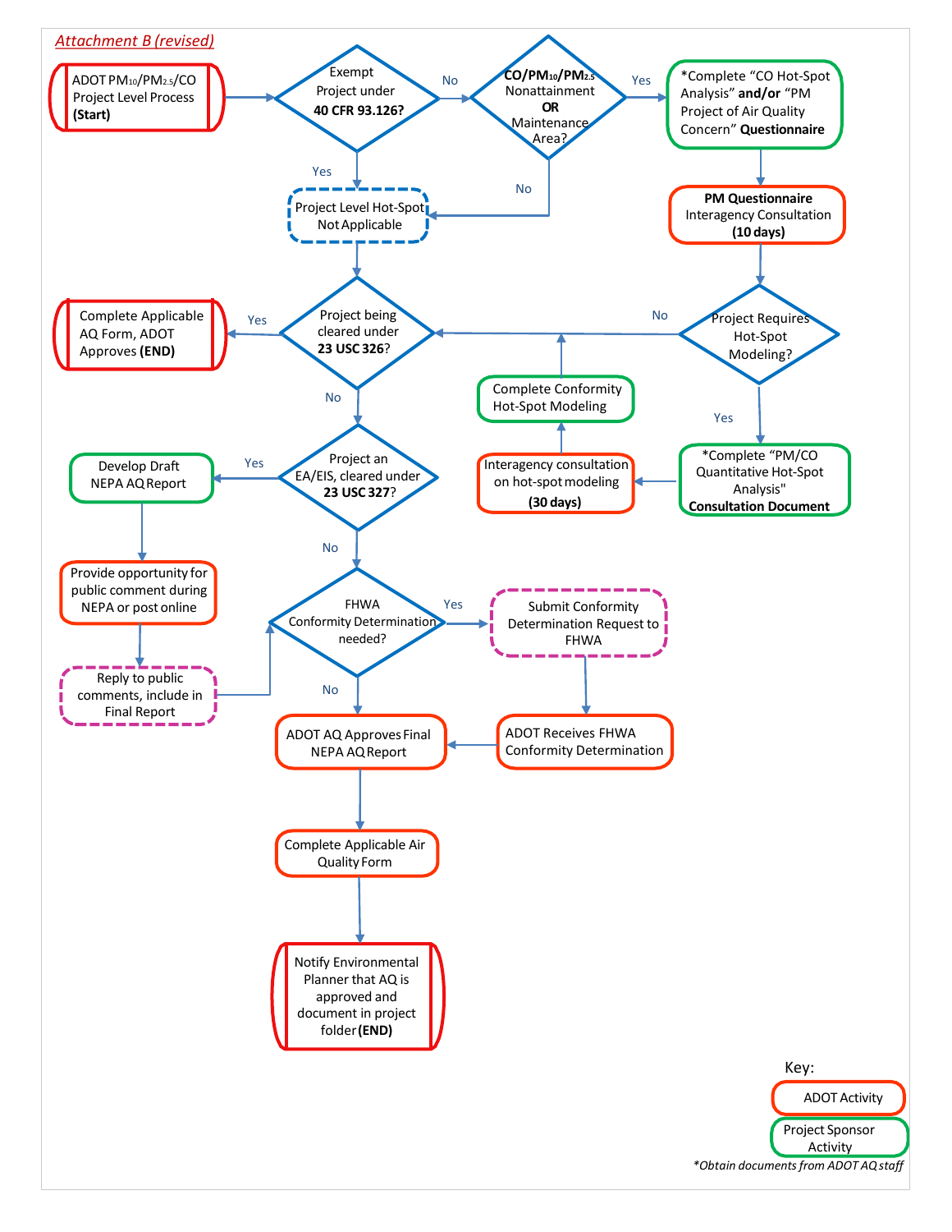*Attachment B (revised)*

**ADOT $PM_{10}$/$PM_{2.5}$/CO Project Level Process (Start)**

Exempt Project under **40 CFR 93.126?**

No

**$CO/PM_{10}/PM_{2.5}$** Nonattainment **OR** Maintenance Area?

Yes

*Complete "CO Hot-Spot Analysis" **and/or** "PM Project of Air Quality Concern" **Questionnaire**

Yes

No

Project Level Hot-Spot Not Applicable

**PM Questionnaire** Interagency Consultation **(10 days)**

Complete Applicable AQ Form, ADOT Approves **(END)**

Yes

Project being cleared under **23 USC 326**?

No

Project Requires Hot-Spot Modeling?

Complete Conformity Hot-Spot Modeling

No

Yes

Interagency consultation on hot-spot modeling **(30 days)**

*Complete "PM/CO Quantitative Hot-Spot Analysis" **Consultation Document**

Develop Draft NEPA AQ Report

Yes

Project an EA/EIS, cleared under **23 USC 327**?

No

Provide opportunity for public comment during NEPA or post online

FHWA Conformity Determination needed?

Yes

Submit Conformity Determination Request to FHWA

Reply to public comments, include in Final Report

No

ADOT AQ Approves Final NEPA AQ Report

ADOT Receives FHWA Conformity Determination

Complete Applicable Air Quality Form

Notify Environmental Planner that AQ is approved and document in project folder **(END)**

Key:

ADOT Activity

Project Sponsor Activity

*Obtain documents from ADOT AQ staff*